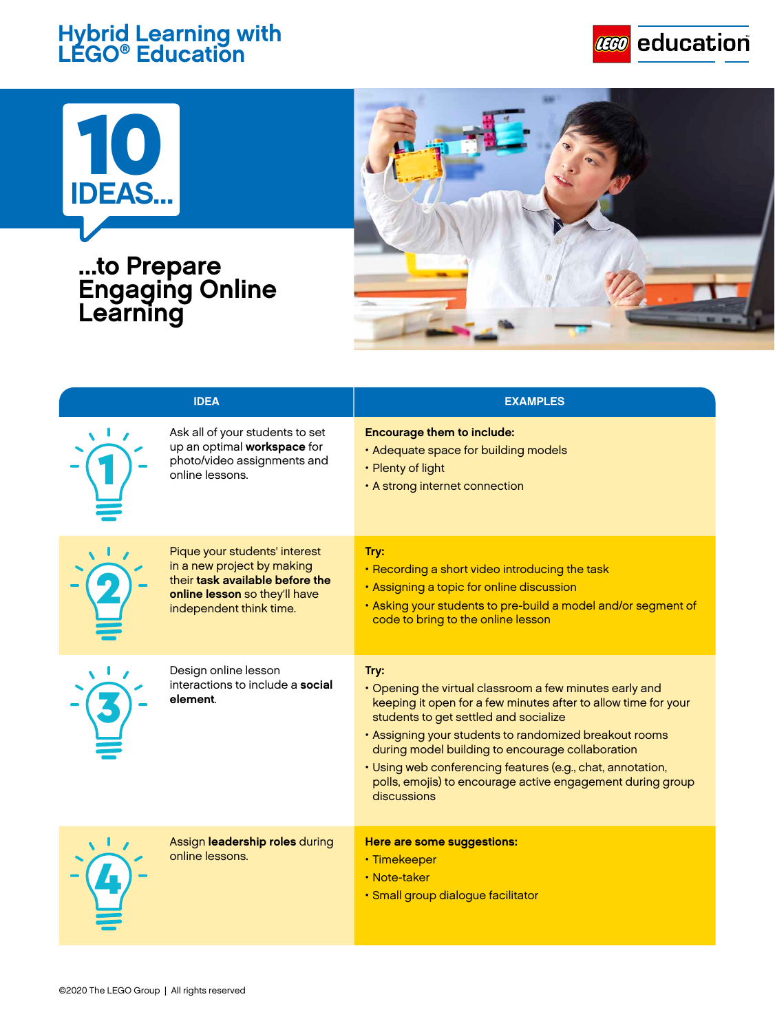# Hybrid Learning with LEGO® Education

# 10 IDEAS...

## ...to Prepare Engaging Online Learning

| | IDEA | EXAMPLES |
|---|---|---|
| 1 | Ask all of your students to set up an optimal **workspace** for photo/video assignments and online lessons. | **Encourage them to include:**<br>• Adequate space for building models<br>• Plenty of light<br>• A strong internet connection |
| 2 | Pique your students' interest in a new project by making their **task available before the online lesson** so they'll have independent think time. | **Try:**<br>• Recording a short video introducing the task<br>• Assigning a topic for online discussion<br>• Asking your students to pre-build a model and/or segment of code to bring to the online lesson |
| 3 | Design online lesson interactions to include a **social element**. | **Try:**<br>• Opening the virtual classroom a few minutes early and keeping it open for a few minutes after to allow time for your students to get settled and socialize<br>• Assigning your students to randomized breakout rooms during model building to encourage collaboration<br>• Using web conferencing features (e.g., chat, annotation, polls, emojis) to encourage active engagement during group discussions |
| 4 | Assign **leadership roles** during online lessons. | **Here are some suggestions:**<br>• Timekeeper<br>• Note-taker<br>• Small group dialogue facilitator |

©2020 The LEGO Group | All rights reserved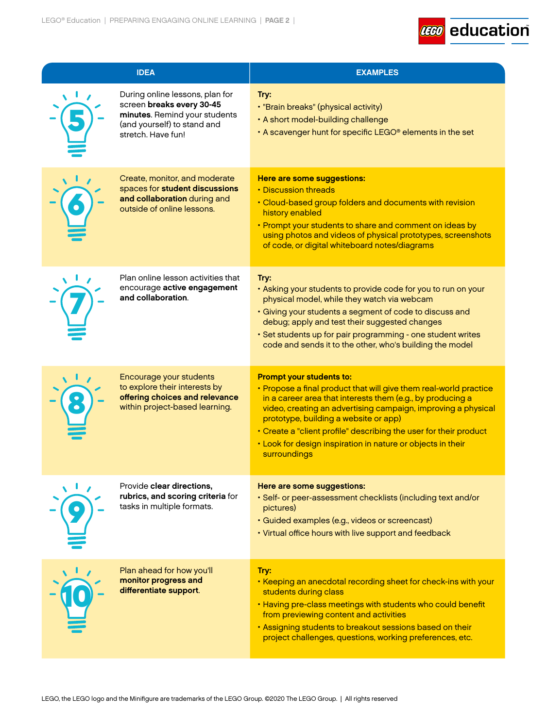| IDEA | | EXAMPLES |
|---|---|---|
| 5 | During online lessons, plan for screen **breaks every 30-45 minutes**. Remind your students (and yourself) to stand and stretch. Have fun! | **Try:**<br>• "Brain breaks" (physical activity)<br>• A short model-building challenge<br>• A scavenger hunt for specific LEGO® elements in the set |
| 6 | Create, monitor, and moderate spaces for **student discussions and collaboration** during and outside of online lessons. | **Here are some suggestions:**<br>• Discussion threads<br>• Cloud-based group folders and documents with revision history enabled<br>• Prompt your students to share and comment on ideas by using photos and videos of physical prototypes, screenshots of code, or digital whiteboard notes/diagrams |
| 7 | Plan online lesson activities that encourage **active engagement and collaboration**. | **Try:**<br>• Asking your students to provide code for you to run on your physical model, while they watch via webcam<br>• Giving your students a segment of code to discuss and debug; apply and test their suggested changes<br>• Set students up for pair programming - one student writes code and sends it to the other, who's building the model |
| 8 | Encourage your students to explore their interests by **offering choices and relevance** within project-based learning. | **Prompt your students to:**<br>• Propose a final product that will give them real-world practice in a career area that interests them (e.g., by producing a video, creating an advertising campaign, improving a physical prototype, building a website or app)<br>• Create a "client profile" describing the user for their product<br>• Look for design inspiration in nature or objects in their surroundings |
| 9 | Provide **clear directions, rubrics, and scoring criteria** for tasks in multiple formats. | **Here are some suggestions:**<br>• Self- or peer-assessment checklists (including text and/or pictures)<br>• Guided examples (e.g., videos or screencast)<br>• Virtual office hours with live support and feedback |
| 10 | Plan ahead for how you'll **monitor progress and differentiate support**. | **Try:**<br>• Keeping an anecdotal recording sheet for check-ins with your students during class<br>• Having pre-class meetings with students who could benefit from previewing content and activities<br>• Assigning students to breakout sessions based on their project challenges, questions, working preferences, etc. |

LEGO, the LEGO logo and the Minifigure are trademarks of the LEGO Group. ©2020 The LEGO Group. | All rights reserved